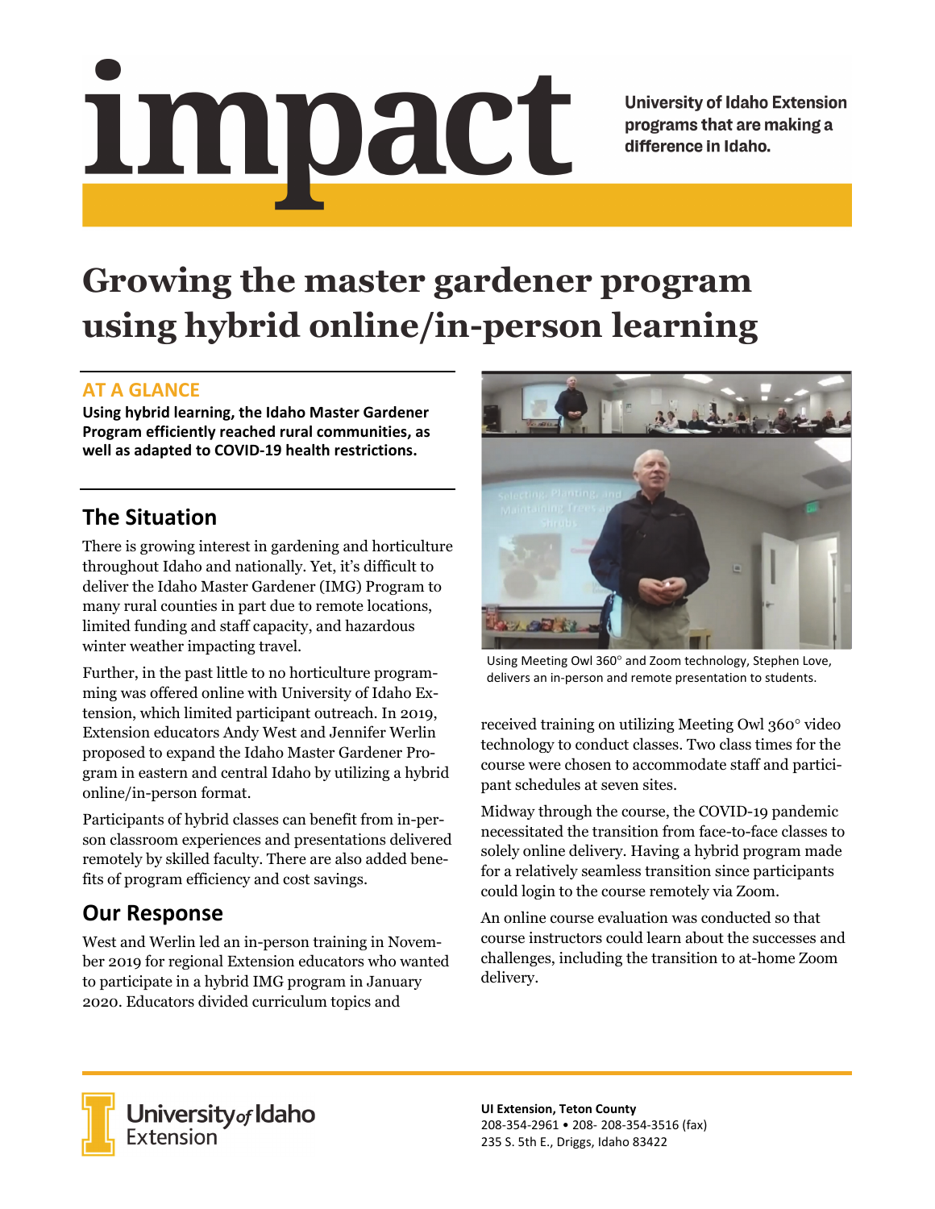# impact

University of Idaho Extension programs that are making a difference in Idaho.

# Growing the master gardener program using hybrid online/in-person learning

## AT A GLANCE

**Using hybrid learning, the Idaho Master Gardener Program efficiently reached rural communities, as well as adapted to COVID-19 health restrictions.**

## The Situation

There is growing interest in gardening and horticulture throughout Idaho and nationally. Yet, it's difficult to deliver the Idaho Master Gardener (IMG) Program to many rural counties in part due to remote locations, limited funding and staff capacity, and hazardous winter weather impacting travel.

Further, in the past little to no horticulture programming was offered online with University of Idaho Extension, which limited participant outreach. In 2019, Extension educators Andy West and Jennifer Werlin proposed to expand the Idaho Master Gardener Program in eastern and central Idaho by utilizing a hybrid online/in-person format.

Participants of hybrid classes can benefit from in-person classroom experiences and presentations delivered remotely by skilled faculty. There are also added benefits of program efficiency and cost savings.

## Our Response

West and Werlin led an in-person training in November 2019 for regional Extension educators who wanted to participate in a hybrid IMG program in January 2020. Educators divided curriculum topics and received training on utilizing Meeting Owl 360° video technology to conduct classes. Two class times for the course were chosen to accommodate staff and participant schedules at seven sites.

Using Meeting Owl 360° and Zoom technology, Stephen Love, delivers an in-person and remote presentation to students.

Midway through the course, the COVID-19 pandemic necessitated the transition from face-to-face classes to solely online delivery. Having a hybrid program made for a relatively seamless transition since participants could login to the course remotely via Zoom.

An online course evaluation was conducted so that course instructors could learn about the successes and challenges, including the transition to at-home Zoom delivery.

University of Idaho Extension

**UI Extension, Teton County**
208-354-2961 • 208- 208-354-3516 (fax)
235 S. 5th E., Driggs, Idaho 83422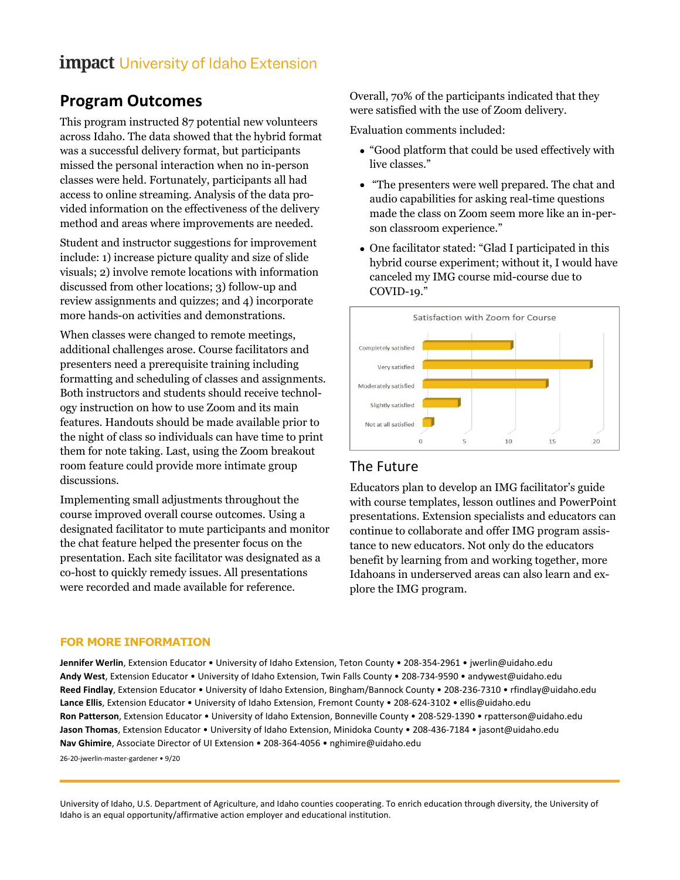## Program Outcomes

This program instructed 87 potential new volunteers across Idaho. The data showed that the hybrid format was a successful delivery format, but participants missed the personal interaction when no in-person classes were held. Fortunately, participants all had access to online streaming. Analysis of the data provided information on the effectiveness of the delivery method and areas where improvements are needed.

Student and instructor suggestions for improvement include: 1) increase picture quality and size of slide visuals; 2) involve remote locations with information discussed from other locations; 3) follow-up and review assignments and quizzes; and 4) incorporate more hands-on activities and demonstrations.

When classes were changed to remote meetings, additional challenges arose. Course facilitators and presenters need a prerequisite training including formatting and scheduling of classes and assignments. Both instructors and students should receive technology instruction on how to use Zoom and its main features. Handouts should be made available prior to the night of class so individuals can have time to print them for note taking. Last, using the Zoom breakout room feature could provide more intimate group discussions.

Implementing small adjustments throughout the course improved overall course outcomes. Using a designated facilitator to mute participants and monitor the chat feature helped the presenter focus on the presentation. Each site facilitator was designated as a co-host to quickly remedy issues. All presentations were recorded and made available for reference.

Overall, 70% of the participants indicated that they were satisfied with the use of Zoom delivery.

Evaluation comments included:

- "Good platform that could be used effectively with live classes."
- "The presenters were well prepared. The chat and audio capabilities for asking real-time questions made the class on Zoom seem more like an in-person classroom experience."
- One facilitator stated: "Glad I participated in this hybrid course experiment; without it, I would have canceled my IMG course mid-course due to COVID-19."

Satisfaction with Zoom for Course

Completely satisfied
Very satisfied
Moderately satisfied
Slightly satisfied
Not at all satisfied

0 5 10 15 20

## The Future

Educators plan to develop an IMG facilitator's guide with course templates, lesson outlines and PowerPoint presentations. Extension specialists and educators can continue to collaborate and offer IMG program assistance to new educators. Not only do the educators benefit by learning from and working together, more Idahoans in underserved areas can also learn and explore the IMG program.

### FOR MORE INFORMATION

**Jennifer Werlin**, Extension Educator • University of Idaho Extension, Teton County • 208-354-2961 • jwerlin@uidaho.edu
**Andy West**, Extension Educator • University of Idaho Extension, Twin Falls County • 208-734-9590 • andywest@uidaho.edu
**Reed Findlay**, Extension Educator • University of Idaho Extension, Bingham/Bannock County • 208-236-7310 • rfindlay@uidaho.edu
**Lance Ellis**, Extension Educator • University of Idaho Extension, Fremont County • 208-624-3102 • ellis@uidaho.edu
**Ron Patterson**, Extension Educator • University of Idaho Extension, Bonneville County • 208-529-1390 • rpatterson@uidaho.edu
**Jason Thomas**, Extension Educator • University of Idaho Extension, Minidoka County • 208-436-7184 • jasont@uidaho.edu
**Nav Ghimire**, Associate Director of UI Extension • 208-364-4056 • nghimire@uidaho.edu

26-20-jwerlin-master-gardener • 9/20

University of Idaho, U.S. Department of Agriculture, and Idaho counties cooperating. To enrich education through diversity, the University of Idaho is an equal opportunity/affirmative action employer and educational institution.